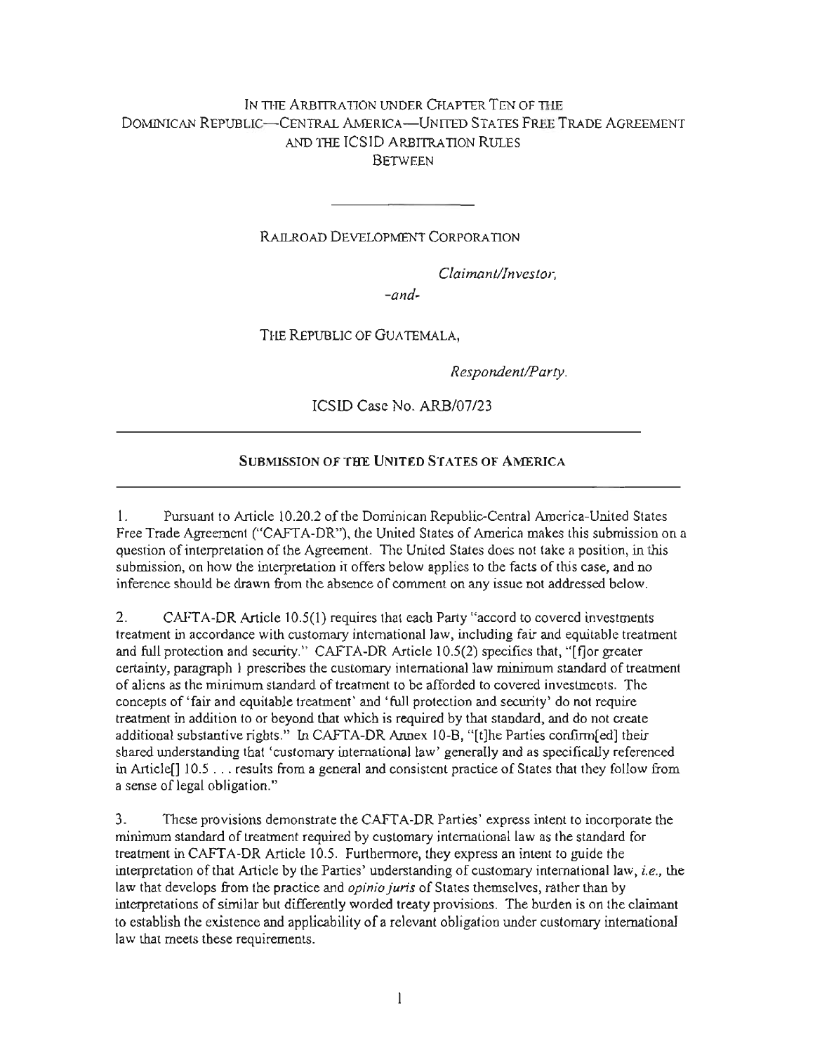IN THE ARBITRATION UNDER CHAPTER TEN OF THE DOMINICAN REPUBLIC—CENTRAL AMERICA—UNITED STATES FREE TRADE AGREEMENT AND THE ICSID ARBITRATION RULES

BETWEEN

---

RAILROAD DEVELOPMENT CORPORATION

*Claimant/Investor,*

*-and-*

THE REPUBLIC OF GUATEMALA,

*Respondent/Party.*

ICSID Case No. ARB/07/23

---

**SUBMISSION OF THE UNITED STATES OF AMERICA**

---

1. Pursuant to Article 10.20.2 of the Dominican Republic-Central America-United States Free Trade Agreement ("CAFTA-DR"), the United States of America makes this submission on a question of interpretation of the Agreement. The United States does not take a position, in this submission, on how the interpretation it offers below applies to the facts of this case, and no inference should be drawn from the absence of comment on any issue not addressed below.

2. CAFTA-DR Article 10.5(1) requires that each Party "accord to covered investments treatment in accordance with customary international law, including fair and equitable treatment and full protection and security." CAFTA-DR Article 10.5(2) specifies that, "[f]or greater certainty, paragraph 1 prescribes the customary international law minimum standard of treatment of aliens as the minimum standard of treatment to be afforded to covered investments. The concepts of 'fair and equitable treatment' and 'full protection and security' do not require treatment in addition to or beyond that which is required by that standard, and do not create additional substantive rights." In CAFTA-DR Annex 10-B, "[t]he Parties confirm[ed] their shared understanding that 'customary international law' generally and as specifically referenced in Article[] 10.5 . . . results from a general and consistent practice of States that they follow from a sense of legal obligation."

3. These provisions demonstrate the CAFTA-DR Parties' express intent to incorporate the minimum standard of treatment required by customary international law as the standard for treatment in CAFTA-DR Article 10.5. Furthermore, they express an intent to guide the interpretation of that Article by the Parties' understanding of customary international law, *i.e.,* the law that develops from the practice and *opinio juris* of States themselves, rather than by interpretations of similar but differently worded treaty provisions. The burden is on the claimant to establish the existence and applicability of a relevant obligation under customary international law that meets these requirements.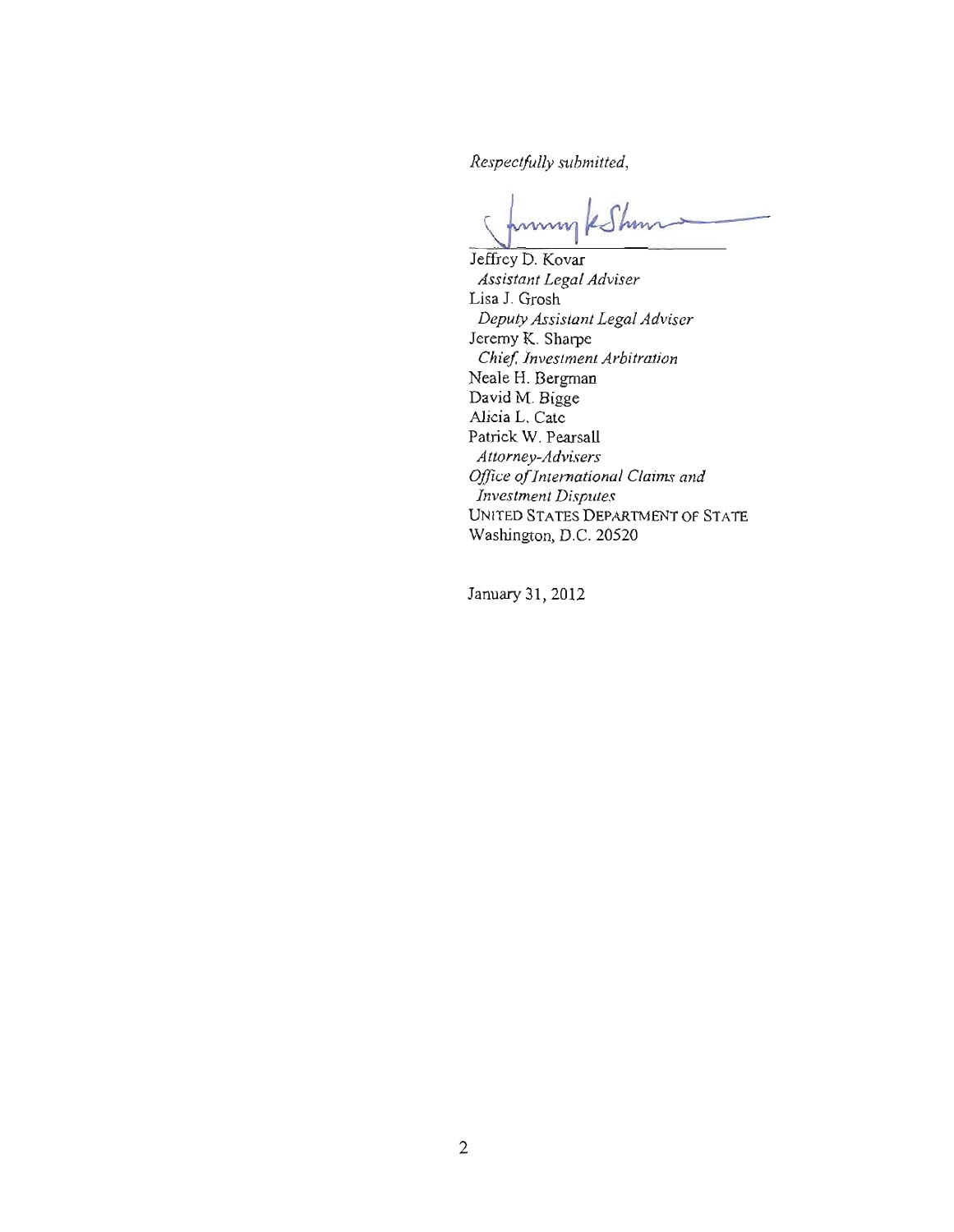*Respectfully submitted,*

Jeffrey D. Kovar
*Assistant Legal Adviser*
Lisa J. Grosh
*Deputy Assistant Legal Adviser*
Jeremy K. Sharpe
*Chief, Investment Arbitration*
Neale H. Bergman
David M. Bigge
Alicia L. Cate
Patrick W. Pearsall
*Attorney-Advisers*
*Office of International Claims and Investment Disputes*
UNITED STATES DEPARTMENT OF STATE
Washington, D.C. 20520

January 31, 2012